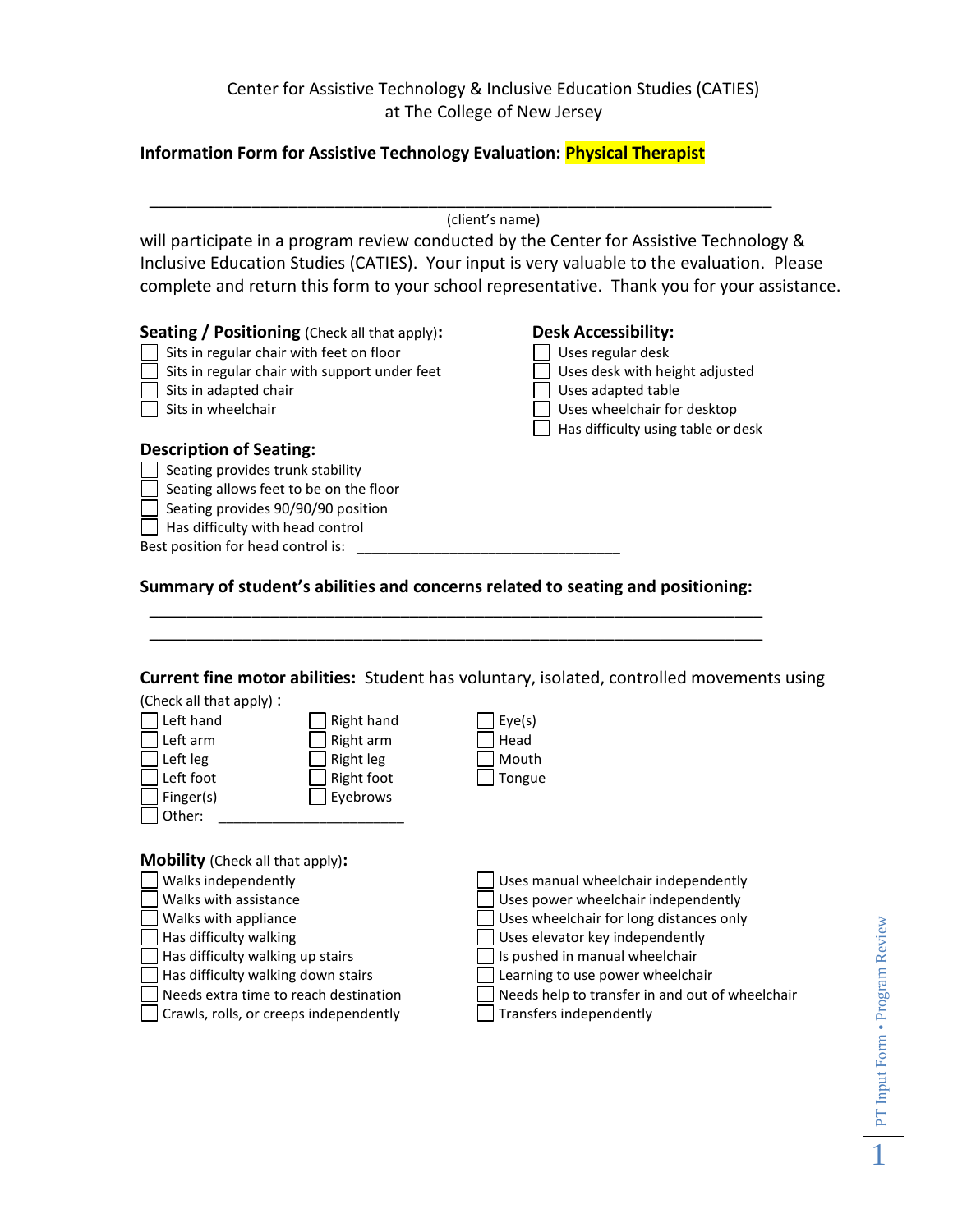Center for Assistive Technology & Inclusive Education Studies (CATIES)
at The College of New Jersey

**Information Form for Assistive Technology Evaluation: Physical Therapist**

_______________________________________________________________________
(client's name)

will participate in a program review conducted by the Center for Assistive Technology & Inclusive Education Studies (CATIES). Your input is very valuable to the evaluation. Please complete and return this form to your school representative. Thank you for your assistance.

**Seating / Positioning** (Check all that apply)**:**

- ☐ Sits in regular chair with feet on floor
- ☐ Sits in regular chair with support under feet
- ☐ Sits in adapted chair
- ☐ Sits in wheelchair

**Desk Accessibility:**

- ☐ Uses regular desk
- ☐ Uses desk with height adjusted
- ☐ Uses adapted table
- ☐ Uses wheelchair for desktop
- ☐ Has difficulty using table or desk

**Description of Seating:**

- ☐ Seating provides trunk stability
- ☐ Seating allows feet to be on the floor
- ☐ Seating provides 90/90/90 position
- ☐ Has difficulty with head control

Best position for head control is: _________________________________

**Summary of student's abilities and concerns related to seating and positioning:**

_______________________________________________________________________
_______________________________________________________________________

**Current fine motor abilities:** Student has voluntary, isolated, controlled movements using (Check all that apply) :

- ☐ Left hand
- ☐ Left arm
- ☐ Left leg
- ☐ Left foot
- ☐ Finger(s)
- ☐ Other: ________________________
- ☐ Right hand
- ☐ Right arm
- ☐ Right leg
- ☐ Right foot
- ☐ Eyebrows
- ☐ Eye(s)
- ☐ Head
- ☐ Mouth
- ☐ Tongue

**Mobility** (Check all that apply)**:**

- ☐ Walks independently
- ☐ Walks with assistance
- ☐ Walks with appliance
- ☐ Has difficulty walking
- ☐ Has difficulty walking up stairs
- ☐ Has difficulty walking down stairs
- ☐ Needs extra time to reach destination
- ☐ Crawls, rolls, or creeps independently
- ☐ Uses manual wheelchair independently
- ☐ Uses power wheelchair independently
- ☐ Uses wheelchair for long distances only
- ☐ Uses elevator key independently
- ☐ Is pushed in manual wheelchair
- ☐ Learning to use power wheelchair
- ☐ Needs help to transfer in and out of wheelchair
- ☐ Transfers independently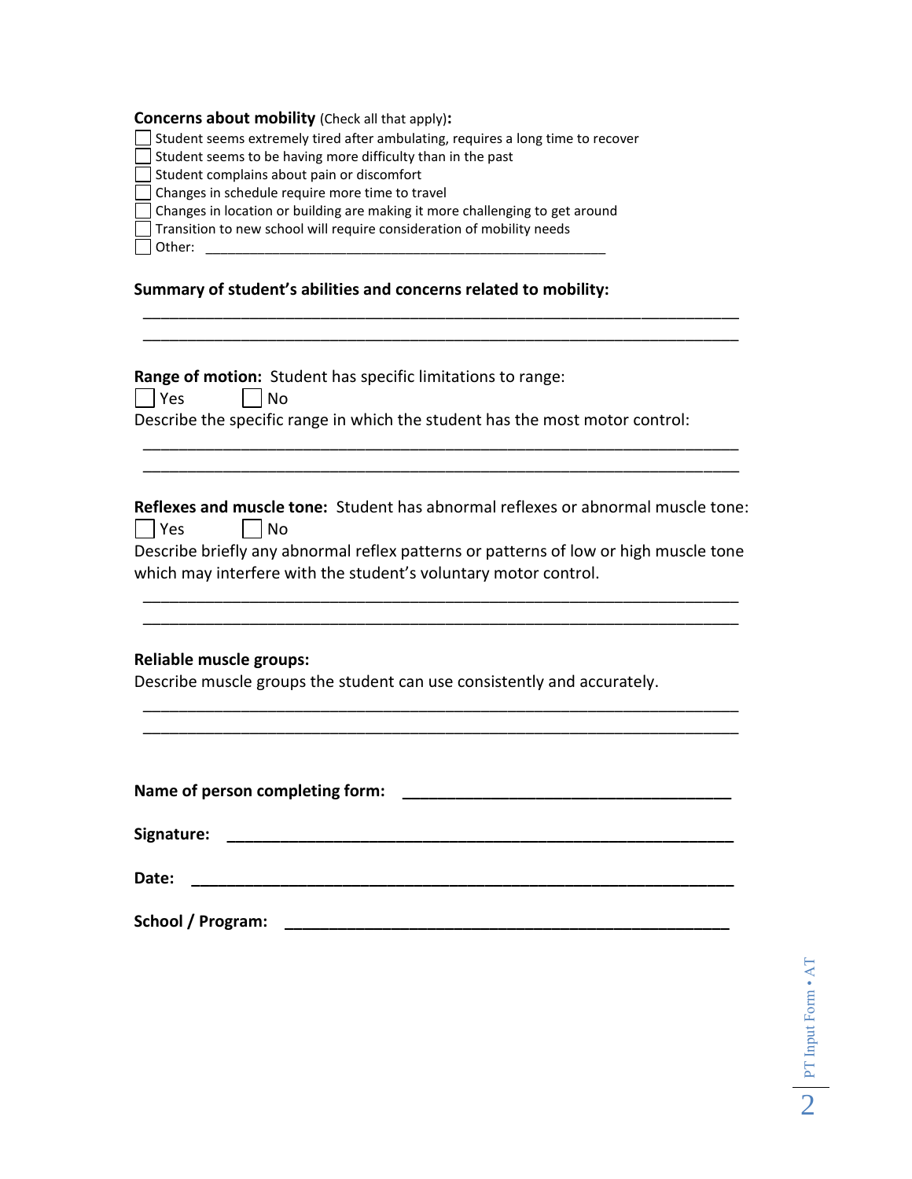**Concerns about mobility** (Check all that apply)**:**

- ☐ Student seems extremely tired after ambulating, requires a long time to recover
- ☐ Student seems to be having more difficulty than in the past
- ☐ Student complains about pain or discomfort
- ☐ Changes in schedule require more time to travel
- ☐ Changes in location or building are making it more challenging to get around
- ☐ Transition to new school will require consideration of mobility needs
- ☐ Other: ________________________________________________________

**Summary of student's abilities and concerns related to mobility:**

_______________________________________________________________________

_______________________________________________________________________

**Range of motion:** Student has specific limitations to range:

☐ Yes ☐ No

Describe the specific range in which the student has the most motor control:

_______________________________________________________________________

_______________________________________________________________________

**Reflexes and muscle tone:** Student has abnormal reflexes or abnormal muscle tone:

☐ Yes ☐ No

Describe briefly any abnormal reflex patterns or patterns of low or high muscle tone which may interfere with the student's voluntary motor control.

_______________________________________________________________________

_______________________________________________________________________

**Reliable muscle groups:**

Describe muscle groups the student can use consistently and accurately.

_______________________________________________________________________

_______________________________________________________________________

**Name of person completing form:** ______________________________________

**Signature:** __________________________________________________________

**Date:** ______________________________________________________________

**School / Program:** ____________________________________________________